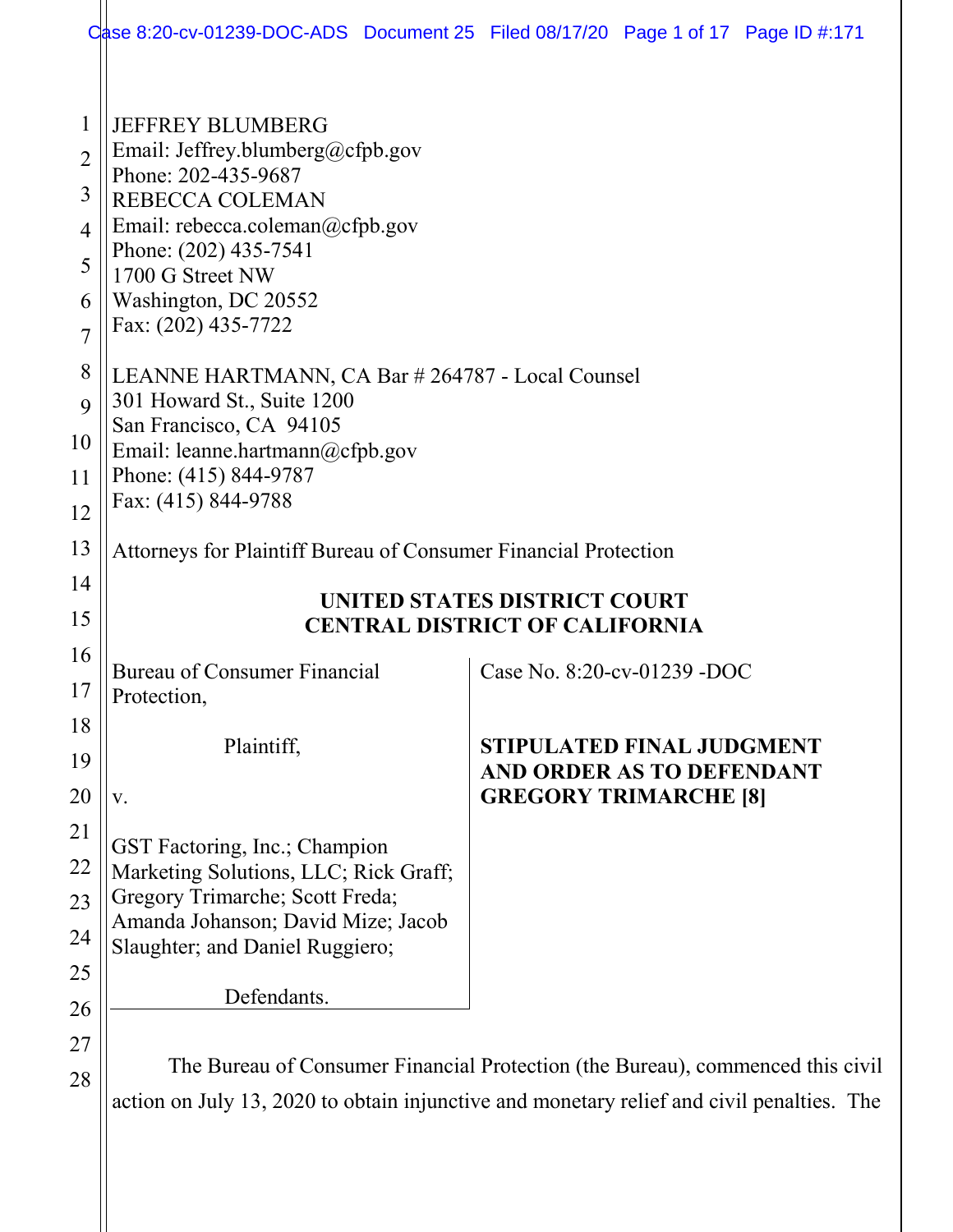JEFFREY BLUMBERG
Email: Jeffrey.blumberg@cfpb.gov
Phone: 202-435-9687
REBECCA COLEMAN
Email: rebecca.coleman@cfpb.gov
Phone: (202) 435-7541
1700 G Street NW
Washington, DC 20552
Fax: (202) 435-7722

LEANNE HARTMANN, CA Bar # 264787 - Local Counsel
301 Howard St., Suite 1200
San Francisco, CA 94105
Email: leanne.hartmann@cfpb.gov
Phone: (415) 844-9787
Fax: (415) 844-9788

Attorneys for Plaintiff Bureau of Consumer Financial Protection

**UNITED STATES DISTRICT COURT**
**CENTRAL DISTRICT OF CALIFORNIA**

Bureau of Consumer Financial Protection,

Plaintiff,

v.

GST Factoring, Inc.; Champion Marketing Solutions, LLC; Rick Graff; Gregory Trimarche; Scott Freda; Amanda Johanson; David Mize; Jacob Slaughter; and Daniel Ruggiero;

Defendants.

Case No. 8:20-cv-01239 -DOC

**STIPULATED FINAL JUDGMENT AND ORDER AS TO DEFENDANT GREGORY TRIMARCHE [8]**

The Bureau of Consumer Financial Protection (the Bureau), commenced this civil action on July 13, 2020 to obtain injunctive and monetary relief and civil penalties. The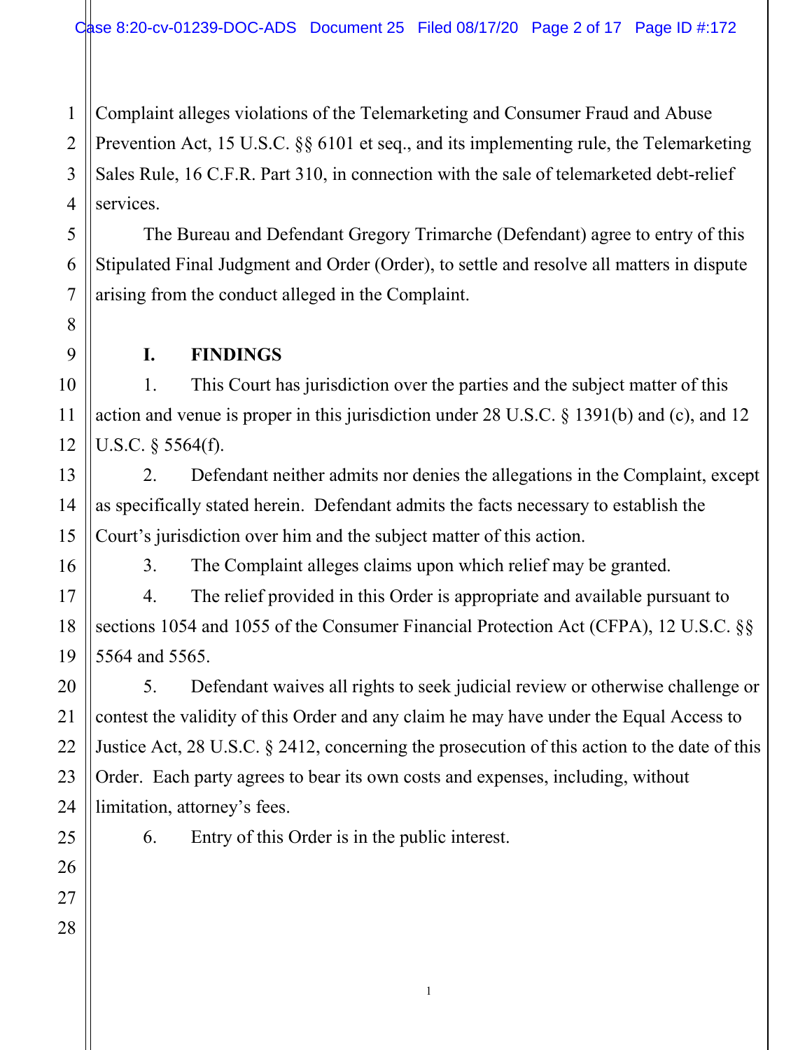Complaint alleges violations of the Telemarketing and Consumer Fraud and Abuse Prevention Act, 15 U.S.C. §§ 6101 et seq., and its implementing rule, the Telemarketing Sales Rule, 16 C.F.R. Part 310, in connection with the sale of telemarketed debt-relief services.

The Bureau and Defendant Gregory Trimarche (Defendant) agree to entry of this Stipulated Final Judgment and Order (Order), to settle and resolve all matters in dispute arising from the conduct alleged in the Complaint.

## I. FINDINGS

1. This Court has jurisdiction over the parties and the subject matter of this action and venue is proper in this jurisdiction under 28 U.S.C. § 1391(b) and (c), and 12 U.S.C. § 5564(f).

2. Defendant neither admits nor denies the allegations in the Complaint, except as specifically stated herein. Defendant admits the facts necessary to establish the Court's jurisdiction over him and the subject matter of this action.

3. The Complaint alleges claims upon which relief may be granted.

4. The relief provided in this Order is appropriate and available pursuant to sections 1054 and 1055 of the Consumer Financial Protection Act (CFPA), 12 U.S.C. §§ 5564 and 5565.

5. Defendant waives all rights to seek judicial review or otherwise challenge or contest the validity of this Order and any claim he may have under the Equal Access to Justice Act, 28 U.S.C. § 2412, concerning the prosecution of this action to the date of this Order. Each party agrees to bear its own costs and expenses, including, without limitation, attorney's fees.

6. Entry of this Order is in the public interest.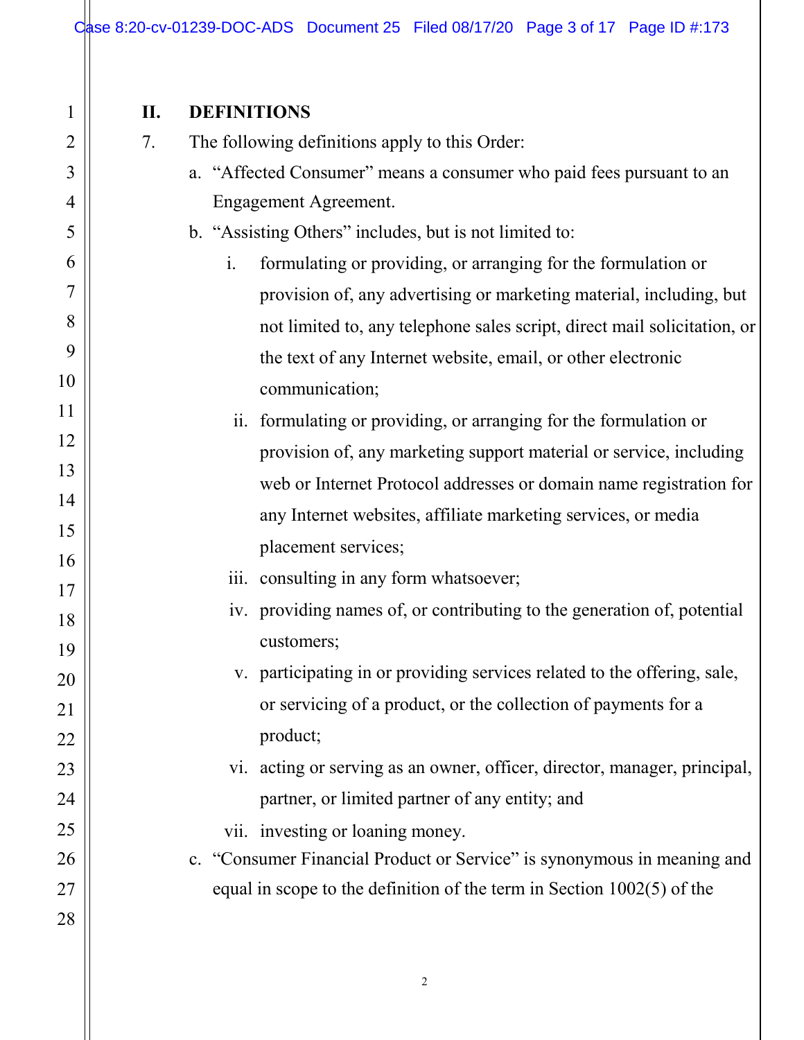## II. DEFINITIONS

7. The following definitions apply to this Order:

a. "Affected Consumer" means a consumer who paid fees pursuant to an Engagement Agreement.

b. "Assisting Others" includes, but is not limited to:

   i. formulating or providing, or arranging for the formulation or provision of, any advertising or marketing material, including, but not limited to, any telephone sales script, direct mail solicitation, or the text of any Internet website, email, or other electronic communication;

   ii. formulating or providing, or arranging for the formulation or provision of, any marketing support material or service, including web or Internet Protocol addresses or domain name registration for any Internet websites, affiliate marketing services, or media placement services;

   iii. consulting in any form whatsoever;

   iv. providing names of, or contributing to the generation of, potential customers;

   v. participating in or providing services related to the offering, sale, or servicing of a product, or the collection of payments for a product;

   vi. acting or serving as an owner, officer, director, manager, principal, partner, or limited partner of any entity; and

   vii. investing or loaning money.

c. "Consumer Financial Product or Service" is synonymous in meaning and equal in scope to the definition of the term in Section 1002(5) of the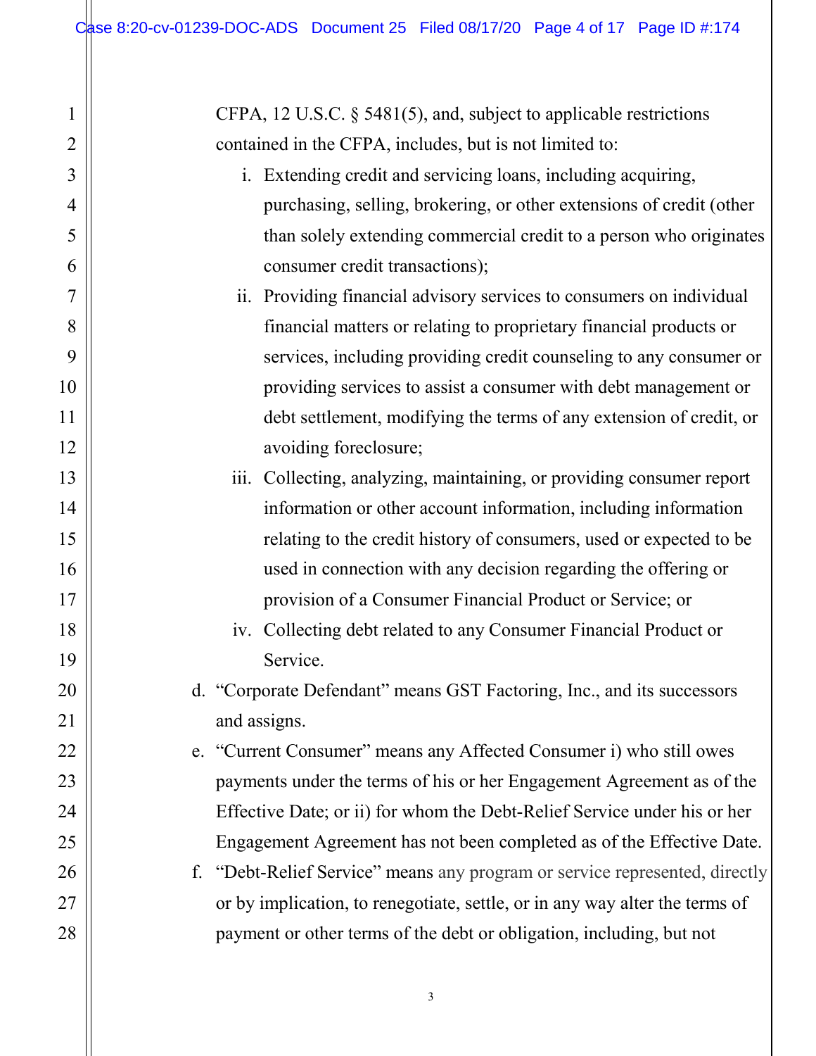CFPA, 12 U.S.C. § 5481(5), and, subject to applicable restrictions contained in the CFPA, includes, but is not limited to:

i. Extending credit and servicing loans, including acquiring, purchasing, selling, brokering, or other extensions of credit (other than solely extending commercial credit to a person who originates consumer credit transactions);

ii. Providing financial advisory services to consumers on individual financial matters or relating to proprietary financial products or services, including providing credit counseling to any consumer or providing services to assist a consumer with debt management or debt settlement, modifying the terms of any extension of credit, or avoiding foreclosure;

iii. Collecting, analyzing, maintaining, or providing consumer report information or other account information, including information relating to the credit history of consumers, used or expected to be used in connection with any decision regarding the offering or provision of a Consumer Financial Product or Service; or

iv. Collecting debt related to any Consumer Financial Product or Service.

d. "Corporate Defendant" means GST Factoring, Inc., and its successors and assigns.

e. "Current Consumer" means any Affected Consumer i) who still owes payments under the terms of his or her Engagement Agreement as of the Effective Date; or ii) for whom the Debt-Relief Service under his or her Engagement Agreement has not been completed as of the Effective Date.

f. "Debt-Relief Service" means any program or service represented, directly or by implication, to renegotiate, settle, or in any way alter the terms of payment or other terms of the debt or obligation, including, but not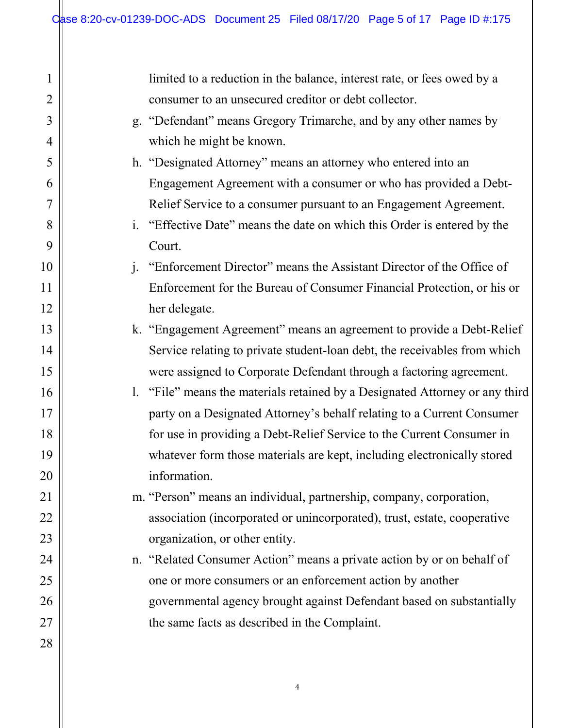limited to a reduction in the balance, interest rate, or fees owed by a consumer to an unsecured creditor or debt collector.

g. "Defendant" means Gregory Trimarche, and by any other names by which he might be known.

h. "Designated Attorney" means an attorney who entered into an Engagement Agreement with a consumer or who has provided a Debt-Relief Service to a consumer pursuant to an Engagement Agreement.

i. "Effective Date" means the date on which this Order is entered by the Court.

j. "Enforcement Director" means the Assistant Director of the Office of Enforcement for the Bureau of Consumer Financial Protection, or his or her delegate.

k. "Engagement Agreement" means an agreement to provide a Debt-Relief Service relating to private student-loan debt, the receivables from which were assigned to Corporate Defendant through a factoring agreement.

l. "File" means the materials retained by a Designated Attorney or any third party on a Designated Attorney's behalf relating to a Current Consumer for use in providing a Debt-Relief Service to the Current Consumer in whatever form those materials are kept, including electronically stored information.

m. "Person" means an individual, partnership, company, corporation, association (incorporated or unincorporated), trust, estate, cooperative organization, or other entity.

n. "Related Consumer Action" means a private action by or on behalf of one or more consumers or an enforcement action by another governmental agency brought against Defendant based on substantially the same facts as described in the Complaint.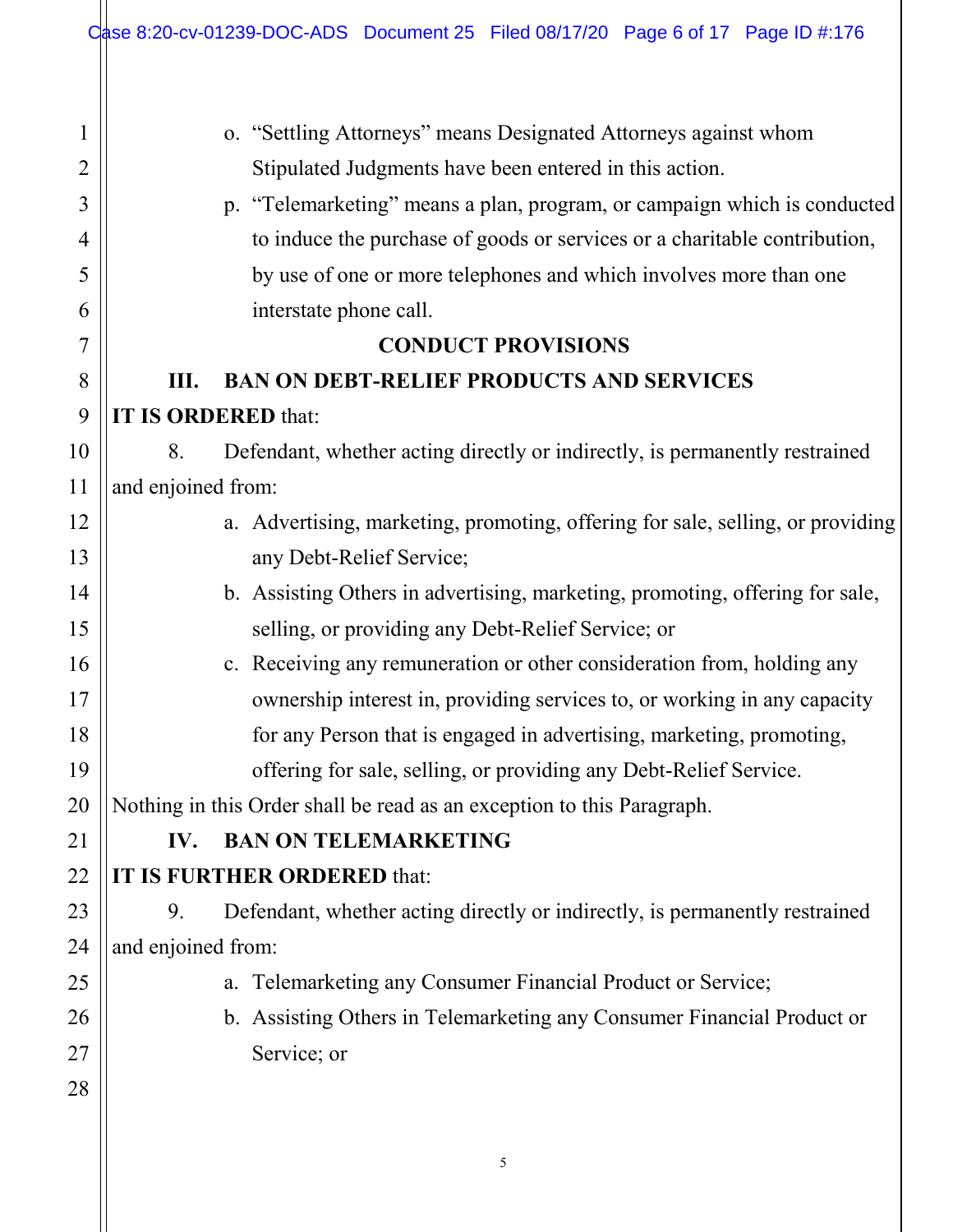o. "Settling Attorneys" means Designated Attorneys against whom Stipulated Judgments have been entered in this action.

p. "Telemarketing" means a plan, program, or campaign which is conducted to induce the purchase of goods or services or a charitable contribution, by use of one or more telephones and which involves more than one interstate phone call.

**CONDUCT PROVISIONS**

**III. BAN ON DEBT-RELIEF PRODUCTS AND SERVICES**

**IT IS ORDERED** that:

8. Defendant, whether acting directly or indirectly, is permanently restrained and enjoined from:

a. Advertising, marketing, promoting, offering for sale, selling, or providing any Debt-Relief Service;

b. Assisting Others in advertising, marketing, promoting, offering for sale, selling, or providing any Debt-Relief Service; or

c. Receiving any remuneration or other consideration from, holding any ownership interest in, providing services to, or working in any capacity for any Person that is engaged in advertising, marketing, promoting, offering for sale, selling, or providing any Debt-Relief Service.

Nothing in this Order shall be read as an exception to this Paragraph.

**IV. BAN ON TELEMARKETING**

**IT IS FURTHER ORDERED** that:

9. Defendant, whether acting directly or indirectly, is permanently restrained and enjoined from:

a. Telemarketing any Consumer Financial Product or Service;

b. Assisting Others in Telemarketing any Consumer Financial Product or Service; or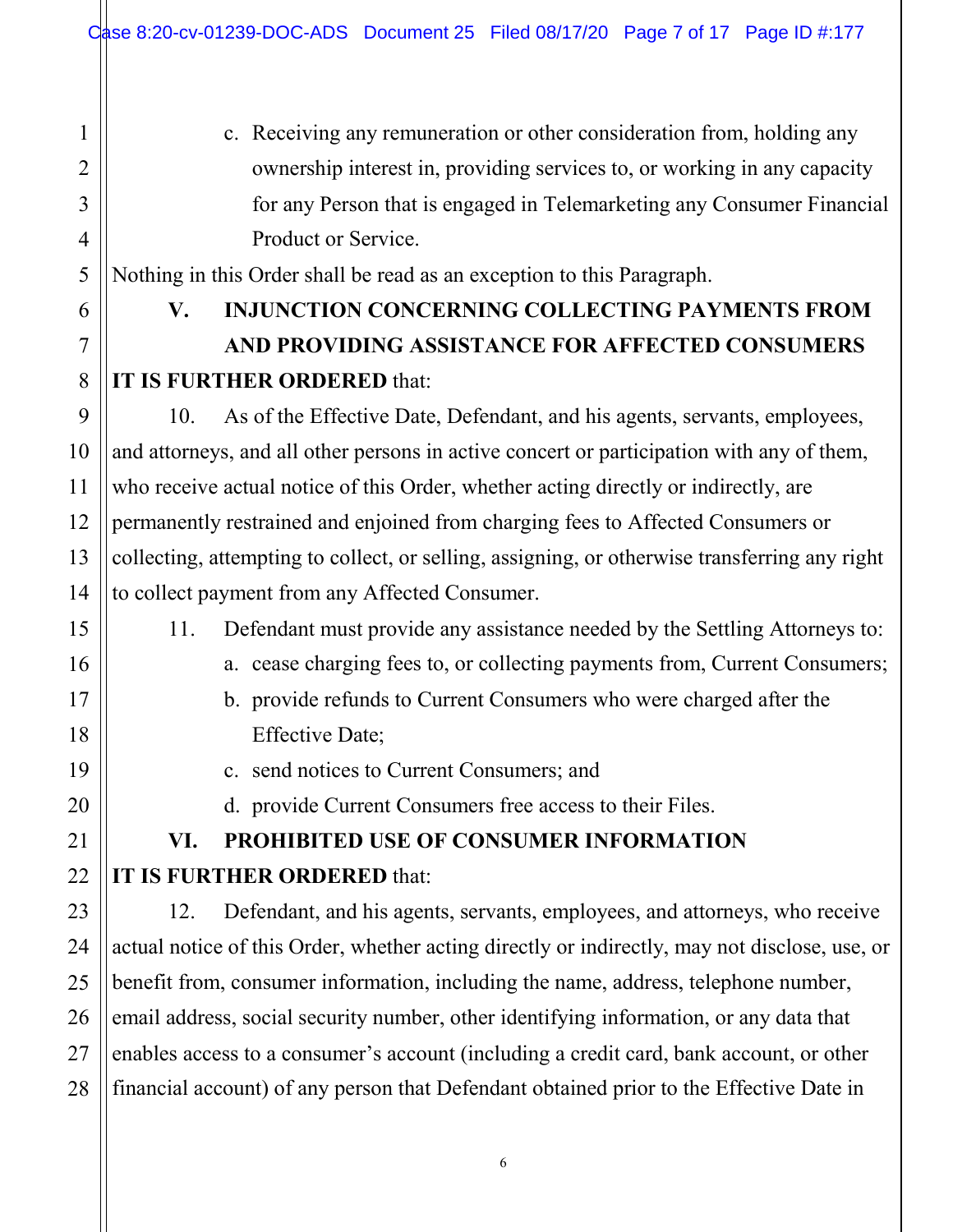c. Receiving any remuneration or other consideration from, holding any ownership interest in, providing services to, or working in any capacity for any Person that is engaged in Telemarketing any Consumer Financial Product or Service.

Nothing in this Order shall be read as an exception to this Paragraph.

## V. INJUNCTION CONCERNING COLLECTING PAYMENTS FROM AND PROVIDING ASSISTANCE FOR AFFECTED CONSUMERS

**IT IS FURTHER ORDERED** that:

10. As of the Effective Date, Defendant, and his agents, servants, employees, and attorneys, and all other persons in active concert or participation with any of them, who receive actual notice of this Order, whether acting directly or indirectly, are permanently restrained and enjoined from charging fees to Affected Consumers or collecting, attempting to collect, or selling, assigning, or otherwise transferring any right to collect payment from any Affected Consumer.

11. Defendant must provide any assistance needed by the Settling Attorneys to:

a. cease charging fees to, or collecting payments from, Current Consumers;

b. provide refunds to Current Consumers who were charged after the Effective Date;

c. send notices to Current Consumers; and

d. provide Current Consumers free access to their Files.

## VI. PROHIBITED USE OF CONSUMER INFORMATION

**IT IS FURTHER ORDERED** that:

12. Defendant, and his agents, servants, employees, and attorneys, who receive actual notice of this Order, whether acting directly or indirectly, may not disclose, use, or benefit from, consumer information, including the name, address, telephone number, email address, social security number, other identifying information, or any data that enables access to a consumer's account (including a credit card, bank account, or other financial account) of any person that Defendant obtained prior to the Effective Date in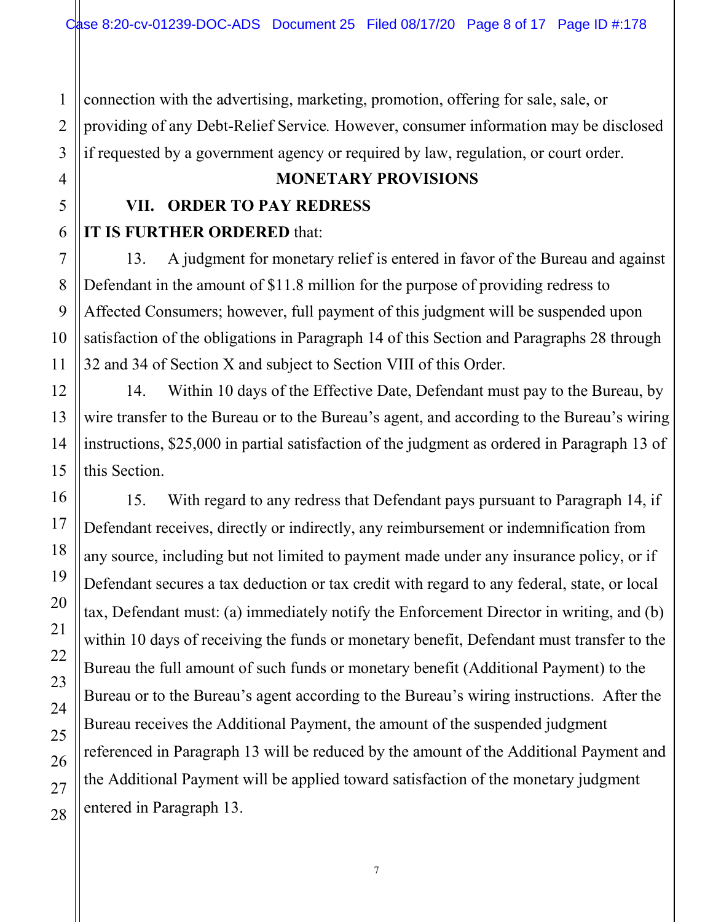connection with the advertising, marketing, promotion, offering for sale, sale, or providing of any Debt-Relief Service. However, consumer information may be disclosed if requested by a government agency or required by law, regulation, or court order.

## MONETARY PROVISIONS

### VII. ORDER TO PAY REDRESS

**IT IS FURTHER ORDERED** that:

13. A judgment for monetary relief is entered in favor of the Bureau and against Defendant in the amount of $11.8 million for the purpose of providing redress to Affected Consumers; however, full payment of this judgment will be suspended upon satisfaction of the obligations in Paragraph 14 of this Section and Paragraphs 28 through 32 and 34 of Section X and subject to Section VIII of this Order.

14. Within 10 days of the Effective Date, Defendant must pay to the Bureau, by wire transfer to the Bureau or to the Bureau's agent, and according to the Bureau's wiring instructions, $25,000 in partial satisfaction of the judgment as ordered in Paragraph 13 of this Section.

15. With regard to any redress that Defendant pays pursuant to Paragraph 14, if Defendant receives, directly or indirectly, any reimbursement or indemnification from any source, including but not limited to payment made under any insurance policy, or if Defendant secures a tax deduction or tax credit with regard to any federal, state, or local tax, Defendant must: (a) immediately notify the Enforcement Director in writing, and (b) within 10 days of receiving the funds or monetary benefit, Defendant must transfer to the Bureau the full amount of such funds or monetary benefit (Additional Payment) to the Bureau or to the Bureau's agent according to the Bureau's wiring instructions. After the Bureau receives the Additional Payment, the amount of the suspended judgment referenced in Paragraph 13 will be reduced by the amount of the Additional Payment and the Additional Payment will be applied toward satisfaction of the monetary judgment entered in Paragraph 13.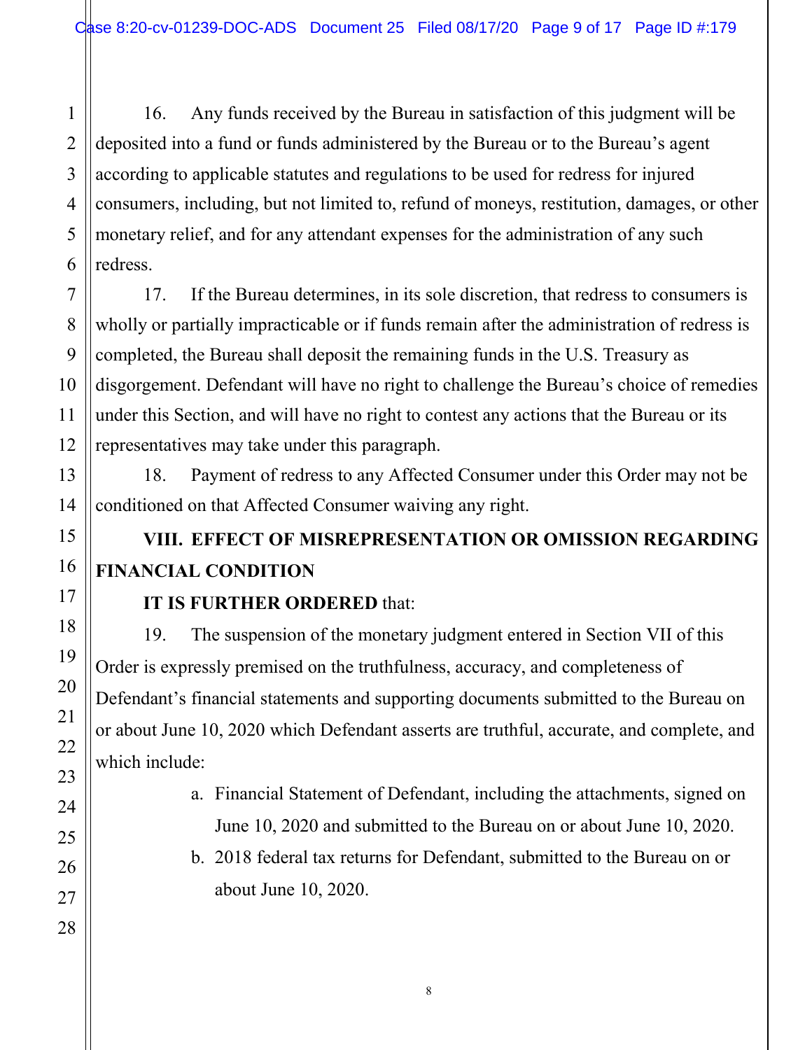16. Any funds received by the Bureau in satisfaction of this judgment will be deposited into a fund or funds administered by the Bureau or to the Bureau's agent according to applicable statutes and regulations to be used for redress for injured consumers, including, but not limited to, refund of moneys, restitution, damages, or other monetary relief, and for any attendant expenses for the administration of any such redress.

17. If the Bureau determines, in its sole discretion, that redress to consumers is wholly or partially impracticable or if funds remain after the administration of redress is completed, the Bureau shall deposit the remaining funds in the U.S. Treasury as disgorgement. Defendant will have no right to challenge the Bureau's choice of remedies under this Section, and will have no right to contest any actions that the Bureau or its representatives may take under this paragraph.

18. Payment of redress to any Affected Consumer under this Order may not be conditioned on that Affected Consumer waiving any right.

## VIII. EFFECT OF MISREPRESENTATION OR OMISSION REGARDING FINANCIAL CONDITION

**IT IS FURTHER ORDERED** that:

19. The suspension of the monetary judgment entered in Section VII of this Order is expressly premised on the truthfulness, accuracy, and completeness of Defendant's financial statements and supporting documents submitted to the Bureau on or about June 10, 2020 which Defendant asserts are truthful, accurate, and complete, and which include:

a. Financial Statement of Defendant, including the attachments, signed on June 10, 2020 and submitted to the Bureau on or about June 10, 2020.

b. 2018 federal tax returns for Defendant, submitted to the Bureau on or about June 10, 2020.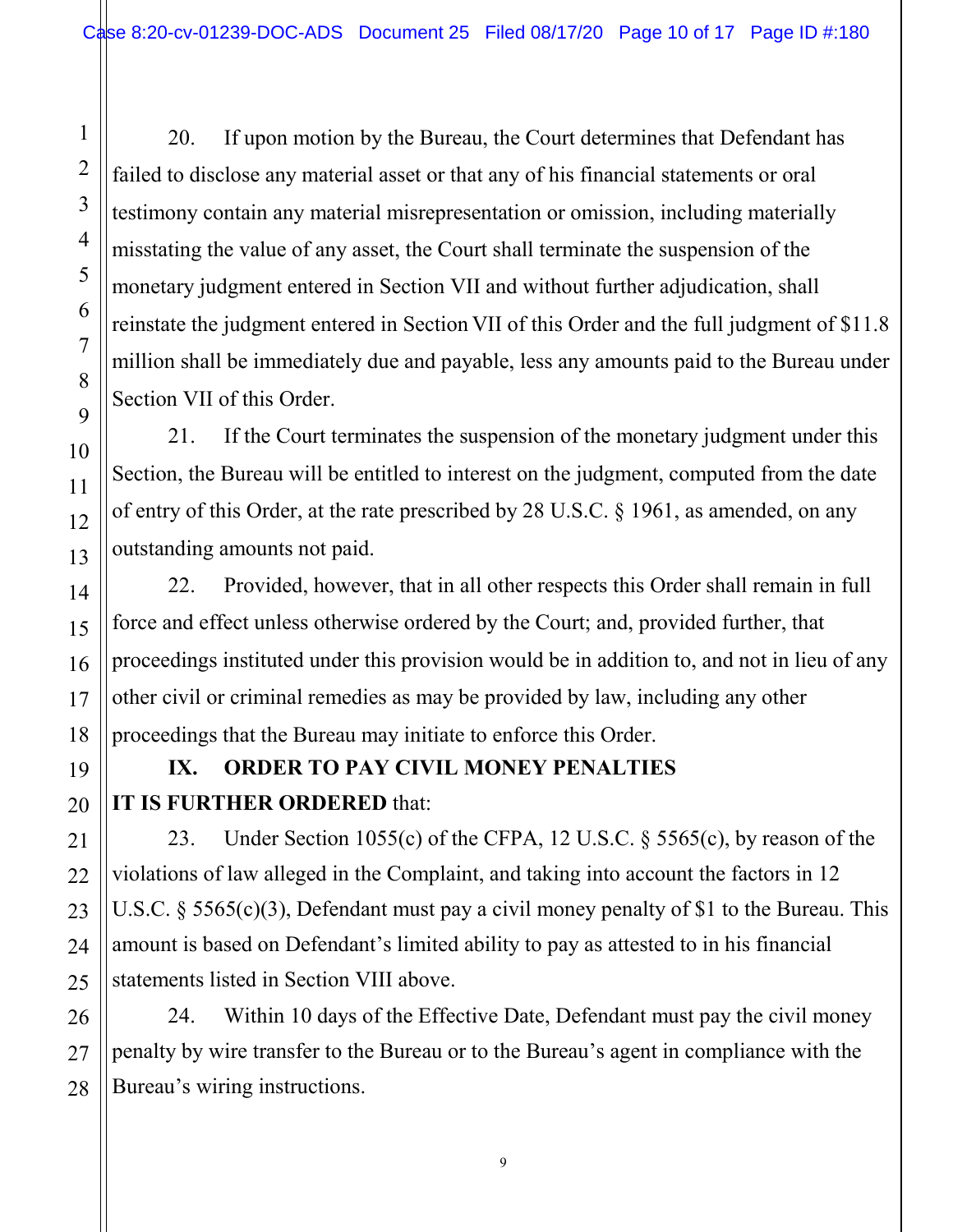20. If upon motion by the Bureau, the Court determines that Defendant has failed to disclose any material asset or that any of his financial statements or oral testimony contain any material misrepresentation or omission, including materially misstating the value of any asset, the Court shall terminate the suspension of the monetary judgment entered in Section VII and without further adjudication, shall reinstate the judgment entered in Section VII of this Order and the full judgment of $11.8 million shall be immediately due and payable, less any amounts paid to the Bureau under Section VII of this Order.

21. If the Court terminates the suspension of the monetary judgment under this Section, the Bureau will be entitled to interest on the judgment, computed from the date of entry of this Order, at the rate prescribed by 28 U.S.C. § 1961, as amended, on any outstanding amounts not paid.

22. Provided, however, that in all other respects this Order shall remain in full force and effect unless otherwise ordered by the Court; and, provided further, that proceedings instituted under this provision would be in addition to, and not in lieu of any other civil or criminal remedies as may be provided by law, including any other proceedings that the Bureau may initiate to enforce this Order.

## IX. ORDER TO PAY CIVIL MONEY PENALTIES

**IT IS FURTHER ORDERED** that:

23. Under Section 1055(c) of the CFPA, 12 U.S.C. § 5565(c), by reason of the violations of law alleged in the Complaint, and taking into account the factors in 12 U.S.C. § 5565(c)(3), Defendant must pay a civil money penalty of $1 to the Bureau. This amount is based on Defendant's limited ability to pay as attested to in his financial statements listed in Section VIII above.

24. Within 10 days of the Effective Date, Defendant must pay the civil money penalty by wire transfer to the Bureau or to the Bureau's agent in compliance with the Bureau's wiring instructions.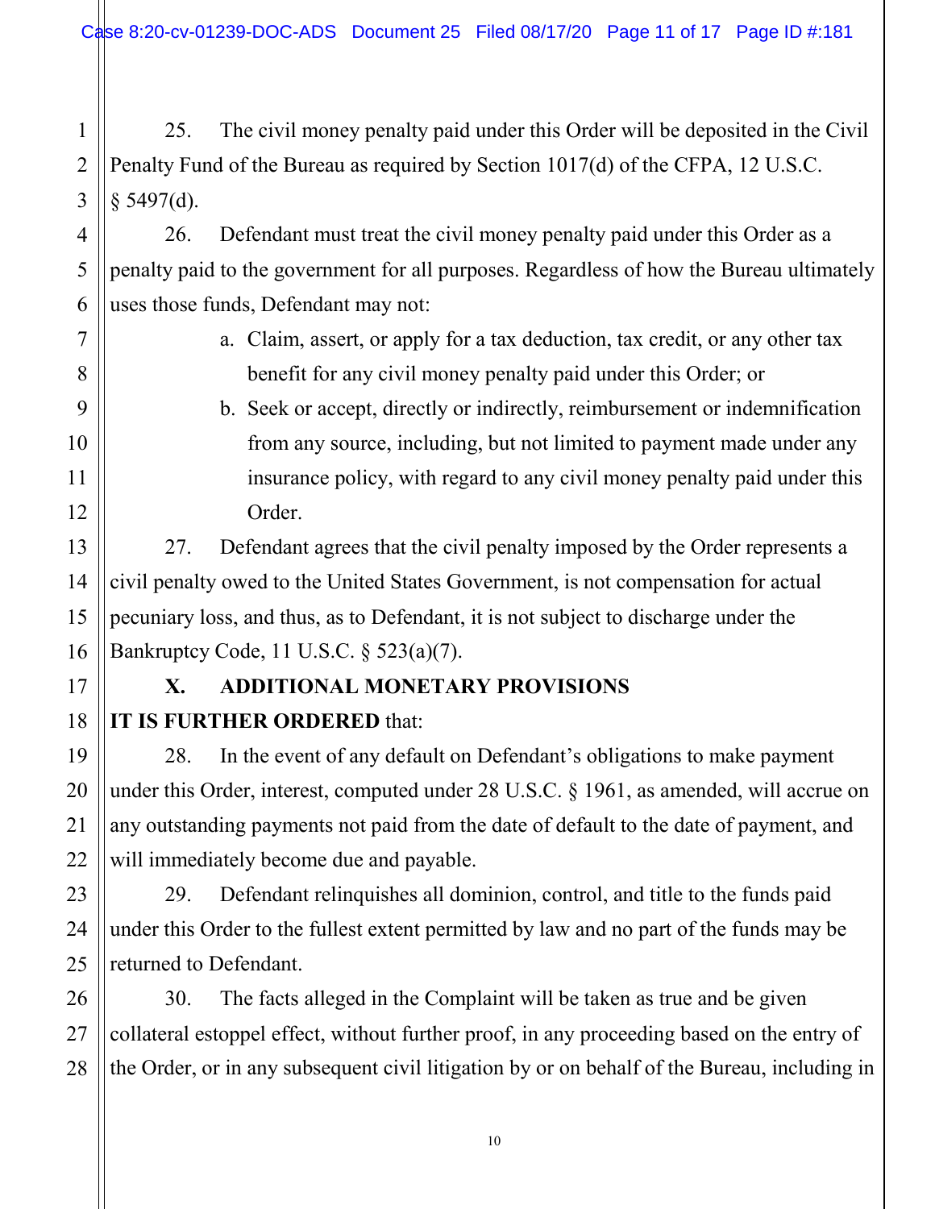25. The civil money penalty paid under this Order will be deposited in the Civil Penalty Fund of the Bureau as required by Section 1017(d) of the CFPA, 12 U.S.C. § 5497(d).

26. Defendant must treat the civil money penalty paid under this Order as a penalty paid to the government for all purposes. Regardless of how the Bureau ultimately uses those funds, Defendant may not:

a. Claim, assert, or apply for a tax deduction, tax credit, or any other tax benefit for any civil money penalty paid under this Order; or

b. Seek or accept, directly or indirectly, reimbursement or indemnification from any source, including, but not limited to payment made under any insurance policy, with regard to any civil money penalty paid under this Order.

27. Defendant agrees that the civil penalty imposed by the Order represents a civil penalty owed to the United States Government, is not compensation for actual pecuniary loss, and thus, as to Defendant, it is not subject to discharge under the Bankruptcy Code, 11 U.S.C. § 523(a)(7).

## X. ADDITIONAL MONETARY PROVISIONS

**IT IS FURTHER ORDERED** that:

28. In the event of any default on Defendant's obligations to make payment under this Order, interest, computed under 28 U.S.C. § 1961, as amended, will accrue on any outstanding payments not paid from the date of default to the date of payment, and will immediately become due and payable.

29. Defendant relinquishes all dominion, control, and title to the funds paid under this Order to the fullest extent permitted by law and no part of the funds may be returned to Defendant.

30. The facts alleged in the Complaint will be taken as true and be given collateral estoppel effect, without further proof, in any proceeding based on the entry of the Order, or in any subsequent civil litigation by or on behalf of the Bureau, including in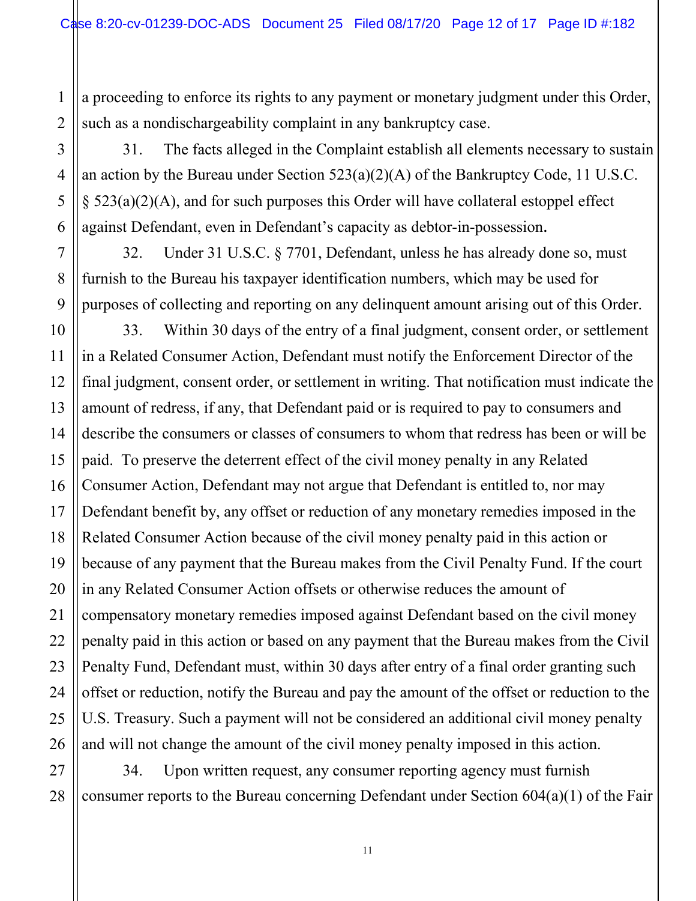a proceeding to enforce its rights to any payment or monetary judgment under this Order, such as a nondischargeability complaint in any bankruptcy case.

31. The facts alleged in the Complaint establish all elements necessary to sustain an action by the Bureau under Section 523(a)(2)(A) of the Bankruptcy Code, 11 U.S.C. § 523(a)(2)(A), and for such purposes this Order will have collateral estoppel effect against Defendant, even in Defendant's capacity as debtor-in-possession.

32. Under 31 U.S.C. § 7701, Defendant, unless he has already done so, must furnish to the Bureau his taxpayer identification numbers, which may be used for purposes of collecting and reporting on any delinquent amount arising out of this Order.

33. Within 30 days of the entry of a final judgment, consent order, or settlement in a Related Consumer Action, Defendant must notify the Enforcement Director of the final judgment, consent order, or settlement in writing. That notification must indicate the amount of redress, if any, that Defendant paid or is required to pay to consumers and describe the consumers or classes of consumers to whom that redress has been or will be paid. To preserve the deterrent effect of the civil money penalty in any Related Consumer Action, Defendant may not argue that Defendant is entitled to, nor may Defendant benefit by, any offset or reduction of any monetary remedies imposed in the Related Consumer Action because of the civil money penalty paid in this action or because of any payment that the Bureau makes from the Civil Penalty Fund. If the court in any Related Consumer Action offsets or otherwise reduces the amount of compensatory monetary remedies imposed against Defendant based on the civil money penalty paid in this action or based on any payment that the Bureau makes from the Civil Penalty Fund, Defendant must, within 30 days after entry of a final order granting such offset or reduction, notify the Bureau and pay the amount of the offset or reduction to the U.S. Treasury. Such a payment will not be considered an additional civil money penalty and will not change the amount of the civil money penalty imposed in this action.

34. Upon written request, any consumer reporting agency must furnish consumer reports to the Bureau concerning Defendant under Section 604(a)(1) of the Fair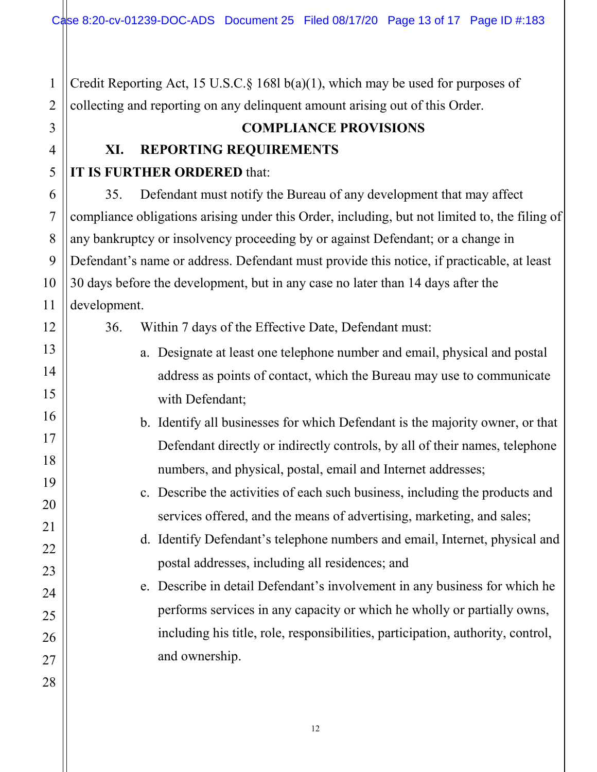Credit Reporting Act, 15 U.S.C.§ 1681 b(a)(1), which may be used for purposes of collecting and reporting on any delinquent amount arising out of this Order.

## COMPLIANCE PROVISIONS

### XI. REPORTING REQUIREMENTS

**IT IS FURTHER ORDERED** that:

35. Defendant must notify the Bureau of any development that may affect compliance obligations arising under this Order, including, but not limited to, the filing of any bankruptcy or insolvency proceeding by or against Defendant; or a change in Defendant's name or address. Defendant must provide this notice, if practicable, at least 30 days before the development, but in any case no later than 14 days after the development.

36. Within 7 days of the Effective Date, Defendant must:

a. Designate at least one telephone number and email, physical and postal address as points of contact, which the Bureau may use to communicate with Defendant;

b. Identify all businesses for which Defendant is the majority owner, or that Defendant directly or indirectly controls, by all of their names, telephone numbers, and physical, postal, email and Internet addresses;

c. Describe the activities of each such business, including the products and services offered, and the means of advertising, marketing, and sales;

d. Identify Defendant's telephone numbers and email, Internet, physical and postal addresses, including all residences; and

e. Describe in detail Defendant's involvement in any business for which he performs services in any capacity or which he wholly or partially owns, including his title, role, responsibilities, participation, authority, control, and ownership.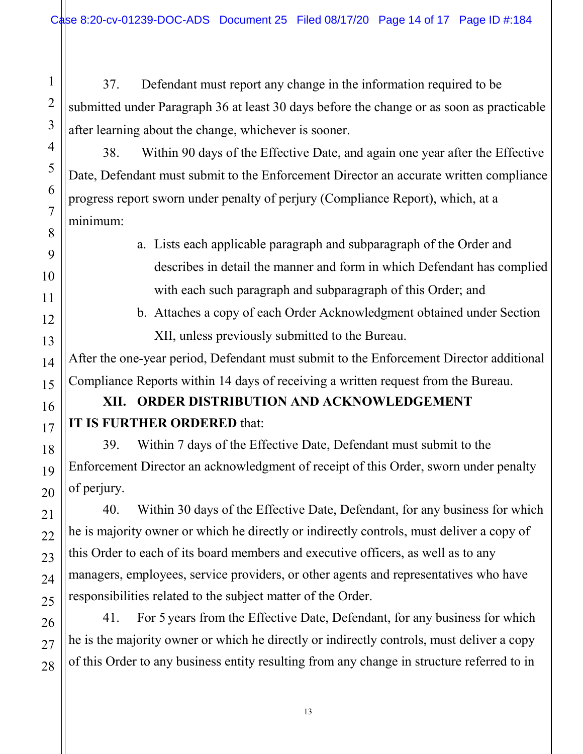37. Defendant must report any change in the information required to be submitted under Paragraph 36 at least 30 days before the change or as soon as practicable after learning about the change, whichever is sooner.

38. Within 90 days of the Effective Date, and again one year after the Effective Date, Defendant must submit to the Enforcement Director an accurate written compliance progress report sworn under penalty of perjury (Compliance Report), which, at a minimum:

a. Lists each applicable paragraph and subparagraph of the Order and describes in detail the manner and form in which Defendant has complied with each such paragraph and subparagraph of this Order; and

b. Attaches a copy of each Order Acknowledgment obtained under Section XII, unless previously submitted to the Bureau.

After the one-year period, Defendant must submit to the Enforcement Director additional Compliance Reports within 14 days of receiving a written request from the Bureau.

## XII. ORDER DISTRIBUTION AND ACKNOWLEDGEMENT

**IT IS FURTHER ORDERED** that:

39. Within 7 days of the Effective Date, Defendant must submit to the Enforcement Director an acknowledgment of receipt of this Order, sworn under penalty of perjury.

40. Within 30 days of the Effective Date, Defendant, for any business for which he is majority owner or which he directly or indirectly controls, must deliver a copy of this Order to each of its board members and executive officers, as well as to any managers, employees, service providers, or other agents and representatives who have responsibilities related to the subject matter of the Order.

41. For 5 years from the Effective Date, Defendant, for any business for which he is the majority owner or which he directly or indirectly controls, must deliver a copy of this Order to any business entity resulting from any change in structure referred to in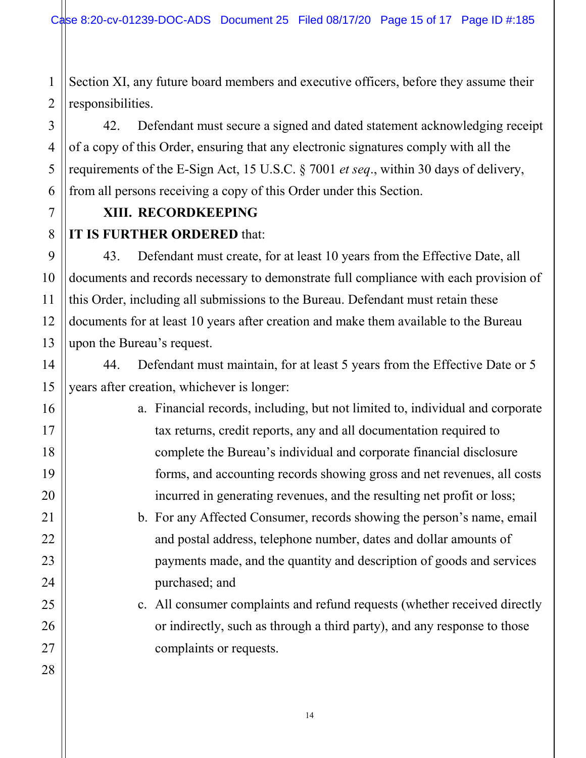Section XI, any future board members and executive officers, before they assume their responsibilities.

42. Defendant must secure a signed and dated statement acknowledging receipt of a copy of this Order, ensuring that any electronic signatures comply with all the requirements of the E-Sign Act, 15 U.S.C. § 7001 *et seq*., within 30 days of delivery, from all persons receiving a copy of this Order under this Section.

## XIII. RECORDKEEPING

**IT IS FURTHER ORDERED** that:

43. Defendant must create, for at least 10 years from the Effective Date, all documents and records necessary to demonstrate full compliance with each provision of this Order, including all submissions to the Bureau. Defendant must retain these documents for at least 10 years after creation and make them available to the Bureau upon the Bureau's request.

44. Defendant must maintain, for at least 5 years from the Effective Date or 5 years after creation, whichever is longer:

a. Financial records, including, but not limited to, individual and corporate tax returns, credit reports, any and all documentation required to complete the Bureau's individual and corporate financial disclosure forms, and accounting records showing gross and net revenues, all costs incurred in generating revenues, and the resulting net profit or loss;

b. For any Affected Consumer, records showing the person's name, email and postal address, telephone number, dates and dollar amounts of payments made, and the quantity and description of goods and services purchased; and

c. All consumer complaints and refund requests (whether received directly or indirectly, such as through a third party), and any response to those complaints or requests.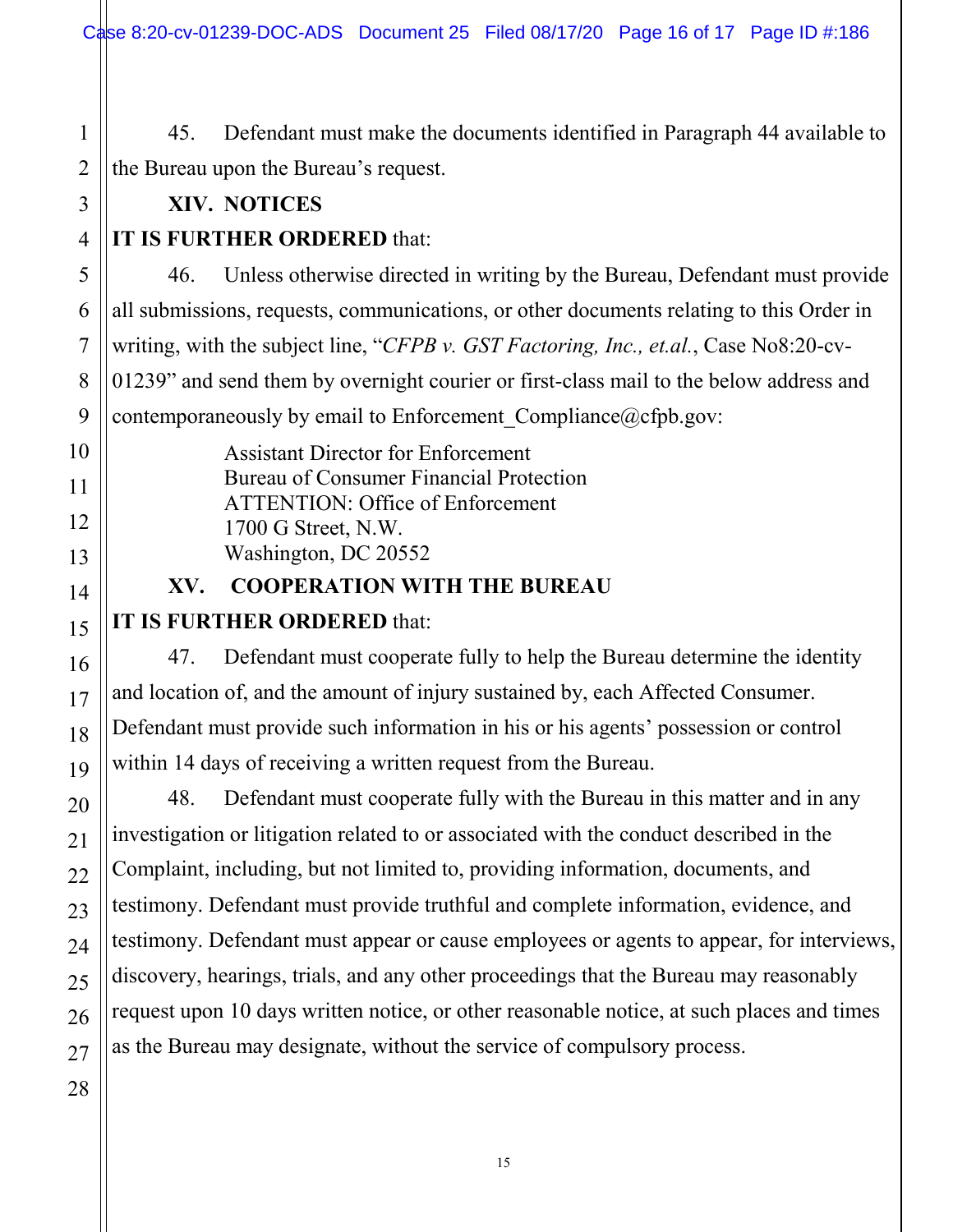45. Defendant must make the documents identified in Paragraph 44 available to the Bureau upon the Bureau's request.

## XIV. NOTICES

**IT IS FURTHER ORDERED** that:

46. Unless otherwise directed in writing by the Bureau, Defendant must provide all submissions, requests, communications, or other documents relating to this Order in writing, with the subject line, "*CFPB v. GST Factoring, Inc., et.al.*, Case No8:20-cv-01239" and send them by overnight courier or first-class mail to the below address and contemporaneously by email to Enforcement_Compliance@cfpb.gov:

Assistant Director for Enforcement
Bureau of Consumer Financial Protection
ATTENTION: Office of Enforcement
1700 G Street, N.W.
Washington, DC 20552

## XV. COOPERATION WITH THE BUREAU

**IT IS FURTHER ORDERED** that:

47. Defendant must cooperate fully to help the Bureau determine the identity and location of, and the amount of injury sustained by, each Affected Consumer. Defendant must provide such information in his or his agents' possession or control within 14 days of receiving a written request from the Bureau.

48. Defendant must cooperate fully with the Bureau in this matter and in any investigation or litigation related to or associated with the conduct described in the Complaint, including, but not limited to, providing information, documents, and testimony. Defendant must provide truthful and complete information, evidence, and testimony. Defendant must appear or cause employees or agents to appear, for interviews, discovery, hearings, trials, and any other proceedings that the Bureau may reasonably request upon 10 days written notice, or other reasonable notice, at such places and times as the Bureau may designate, without the service of compulsory process.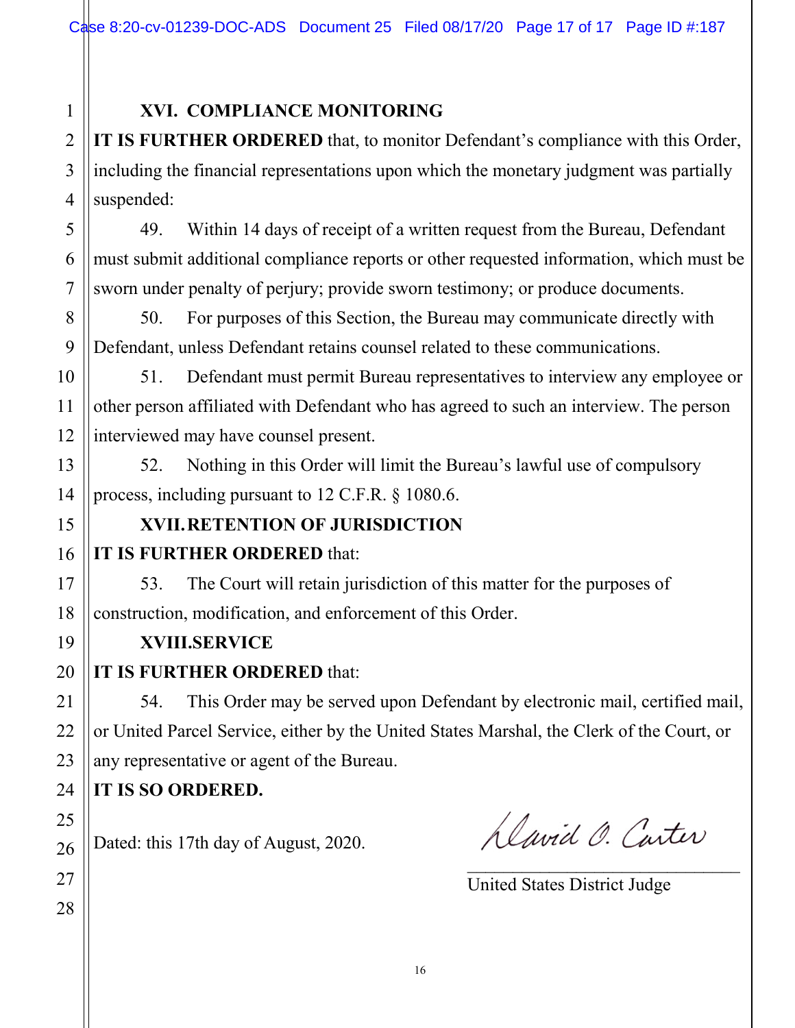## XVI. COMPLIANCE MONITORING

**IT IS FURTHER ORDERED** that, to monitor Defendant's compliance with this Order, including the financial representations upon which the monetary judgment was partially suspended:

49. Within 14 days of receipt of a written request from the Bureau, Defendant must submit additional compliance reports or other requested information, which must be sworn under penalty of perjury; provide sworn testimony; or produce documents.

50. For purposes of this Section, the Bureau may communicate directly with Defendant, unless Defendant retains counsel related to these communications.

51. Defendant must permit Bureau representatives to interview any employee or other person affiliated with Defendant who has agreed to such an interview. The person interviewed may have counsel present.

52. Nothing in this Order will limit the Bureau's lawful use of compulsory process, including pursuant to 12 C.F.R. § 1080.6.

## XVII. RETENTION OF JURISDICTION

**IT IS FURTHER ORDERED** that:

53. The Court will retain jurisdiction of this matter for the purposes of construction, modification, and enforcement of this Order.

## XVIII. SERVICE

**IT IS FURTHER ORDERED** that:

54. This Order may be served upon Defendant by electronic mail, certified mail, or United Parcel Service, either by the United States Marshal, the Clerk of the Court, or any representative or agent of the Bureau.

**IT IS SO ORDERED.**

Dated: this 17th day of August, 2020.

David O. Carter

United States District Judge